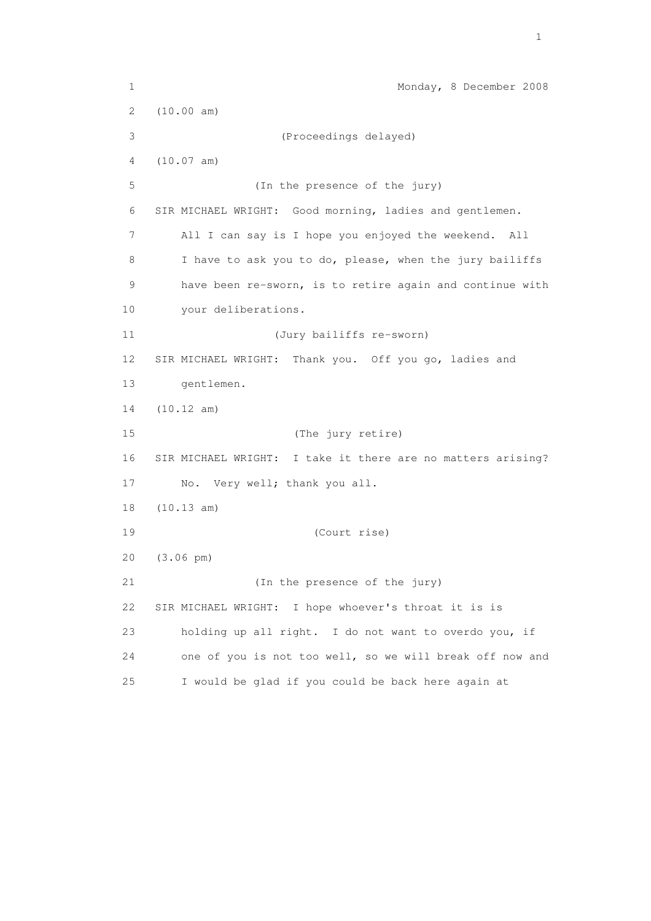Monday, 8 December 2008

(10.00 am)

(Proceedings delayed)

(10.07 am)

(In the presence of the jury)

SIR MICHAEL WRIGHT: Good morning, ladies and gentlemen. All I can say is I hope you enjoyed the weekend. All I have to ask you to do, please, when the jury bailiffs have been re-sworn, is to retire again and continue with your deliberations.

(Jury bailiffs re-sworn)

SIR MICHAEL WRIGHT: Thank you. Off you go, ladies and gentlemen.

(10.12 am)

(The jury retire)

SIR MICHAEL WRIGHT: I take it there are no matters arising? No. Very well; thank you all.

(10.13 am)

(Court rise)

(3.06 pm)

(In the presence of the jury)

SIR MICHAEL WRIGHT: I hope whoever's throat it is is holding up all right. I do not want to overdo you, if one of you is not too well, so we will break off now and I would be glad if you could be back here again at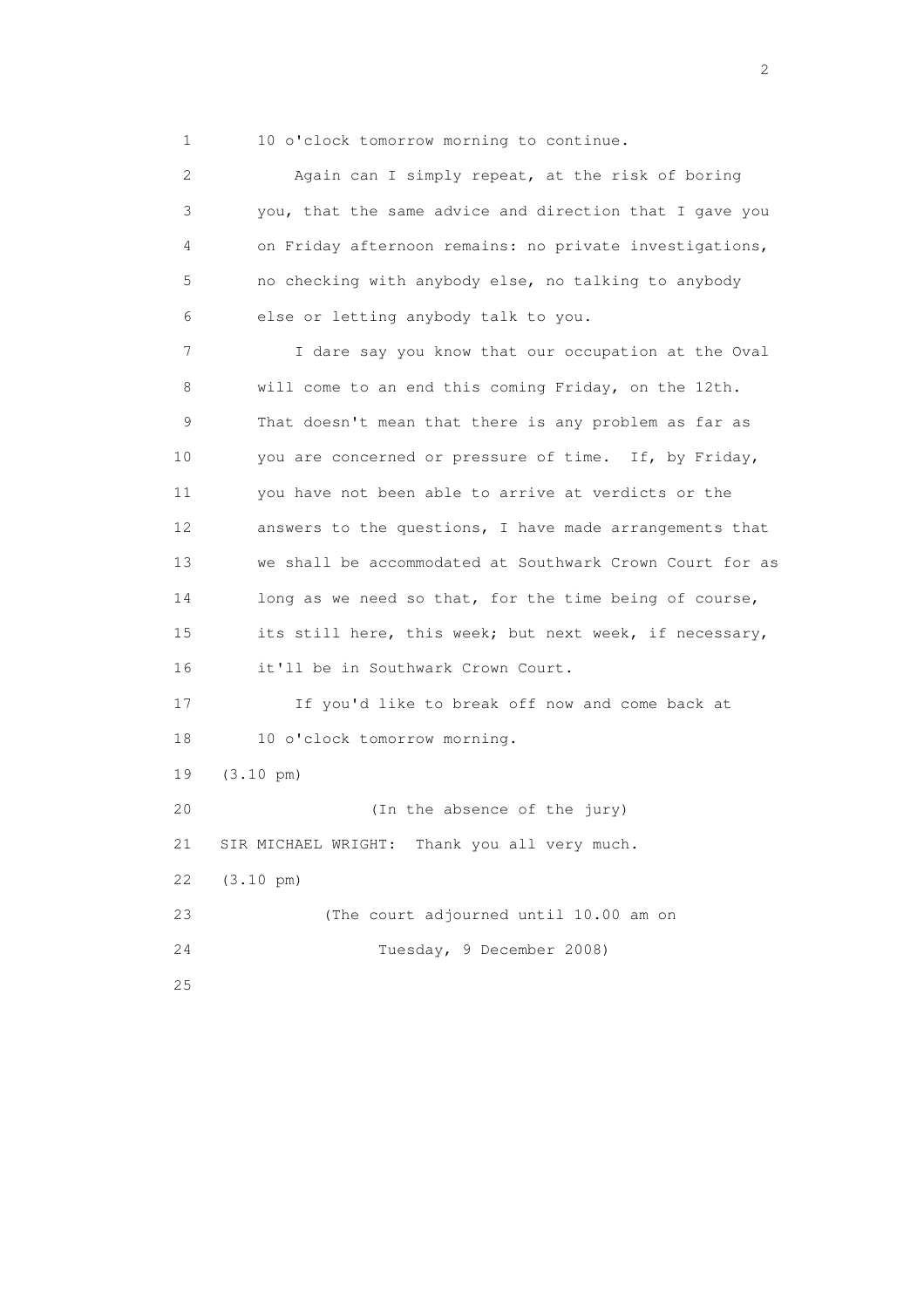10 o'clock tomorrow morning to continue.

Again can I simply repeat, at the risk of boring you, that the same advice and direction that I gave you on Friday afternoon remains: no private investigations, no checking with anybody else, no talking to anybody else or letting anybody talk to you.

I dare say you know that our occupation at the Oval will come to an end this coming Friday, on the 12th. That doesn't mean that there is any problem as far as you are concerned or pressure of time. If, by Friday, you have not been able to arrive at verdicts or the answers to the questions, I have made arrangements that we shall be accommodated at Southwark Crown Court for as long as we need so that, for the time being of course, its still here, this week; but next week, if necessary, it'll be in Southwark Crown Court.

If you'd like to break off now and come back at 10 o'clock tomorrow morning.

(3.10 pm)

(In the absence of the jury)

SIR MICHAEL WRIGHT: Thank you all very much.

(3.10 pm)

(The court adjourned until 10.00 am on Tuesday, 9 December 2008)